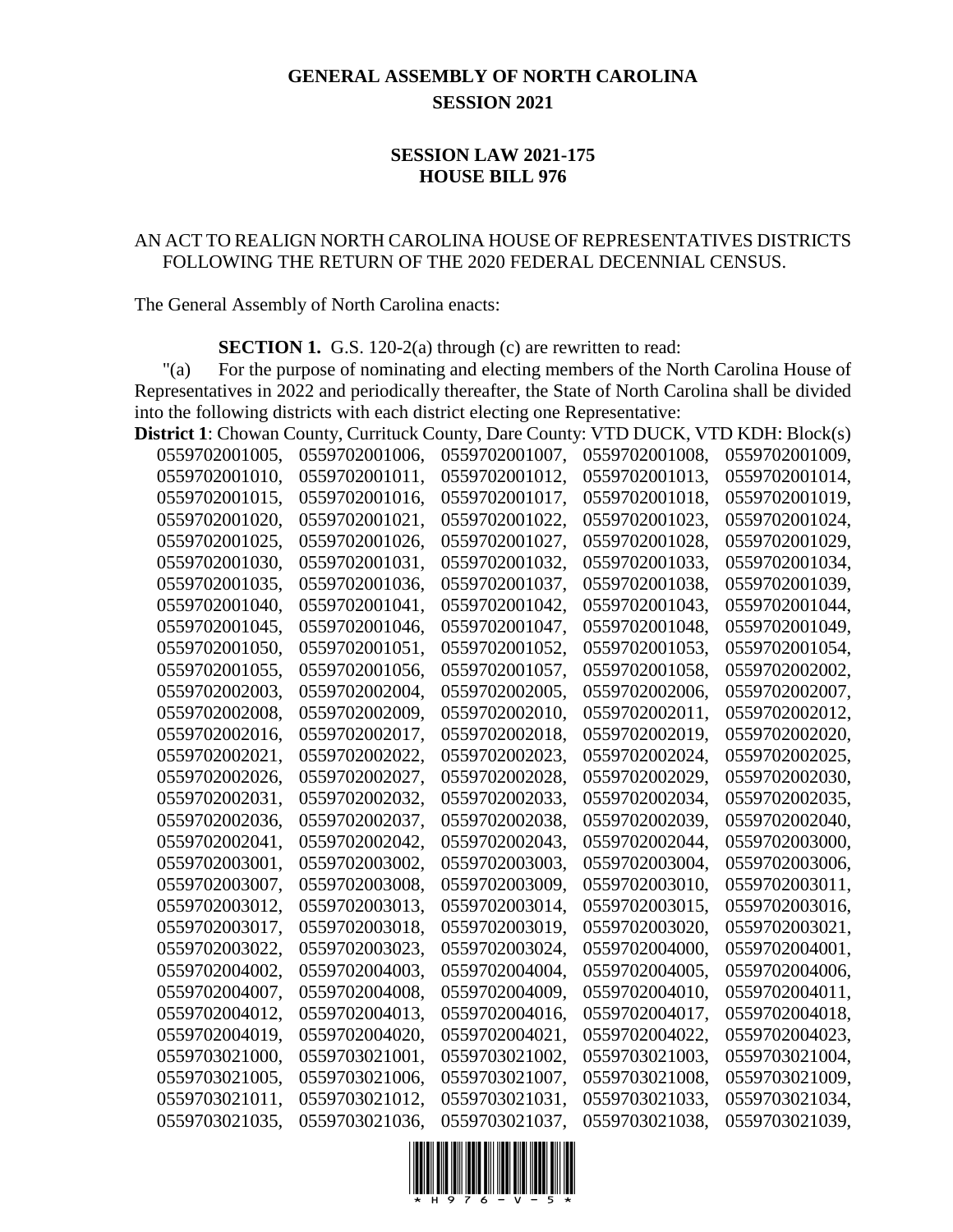# GENERAL ASSEMBLY OF NORTH CAROLINA
## SESSION 2021

## SESSION LAW 2021-175
## HOUSE BILL 976

AN ACT TO REALIGN NORTH CAROLINA HOUSE OF REPRESENTATIVES DISTRICTS FOLLOWING THE RETURN OF THE 2020 FEDERAL DECENNIAL CENSUS.

The General Assembly of North Carolina enacts:

**SECTION 1.** G.S. 120-2(a) through (c) are rewritten to read:

"(a) For the purpose of nominating and electing members of the North Carolina House of Representatives in 2022 and periodically thereafter, the State of North Carolina shall be divided into the following districts with each district electing one Representative:

**District 1**: Chowan County, Currituck County, Dare County: VTD DUCK, VTD KDH: Block(s) 0559702001005, 0559702001006, 0559702001007, 0559702001008, 0559702001009, 0559702001010, 0559702001011, 0559702001012, 0559702001013, 0559702001014, 0559702001015, 0559702001016, 0559702001017, 0559702001018, 0559702001019, 0559702001020, 0559702001021, 0559702001022, 0559702001023, 0559702001024, 0559702001025, 0559702001026, 0559702001027, 0559702001028, 0559702001029, 0559702001030, 0559702001031, 0559702001032, 0559702001033, 0559702001034, 0559702001035, 0559702001036, 0559702001037, 0559702001038, 0559702001039, 0559702001040, 0559702001041, 0559702001042, 0559702001043, 0559702001044, 0559702001045, 0559702001046, 0559702001047, 0559702001048, 0559702001049, 0559702001050, 0559702001051, 0559702001052, 0559702001053, 0559702001054, 0559702001055, 0559702001056, 0559702001057, 0559702001058, 0559702002002, 0559702002003, 0559702002004, 0559702002005, 0559702002006, 0559702002007, 0559702002008, 0559702002009, 0559702002010, 0559702002011, 0559702002012, 0559702002016, 0559702002017, 0559702002018, 0559702002019, 0559702002020, 0559702002021, 0559702002022, 0559702002023, 0559702002024, 0559702002025, 0559702002026, 0559702002027, 0559702002028, 0559702002029, 0559702002030, 0559702002031, 0559702002032, 0559702002033, 0559702002034, 0559702002035, 0559702002036, 0559702002037, 0559702002038, 0559702002039, 0559702002040, 0559702002041, 0559702002042, 0559702002043, 0559702002044, 0559702003000, 0559702003001, 0559702003002, 0559702003003, 0559702003004, 0559702003006, 0559702003007, 0559702003008, 0559702003009, 0559702003010, 0559702003011, 0559702003012, 0559702003013, 0559702003014, 0559702003015, 0559702003016, 0559702003017, 0559702003018, 0559702003019, 0559702003020, 0559702003021, 0559702003022, 0559702003023, 0559702003024, 0559702004000, 0559702004001, 0559702004002, 0559702004003, 0559702004004, 0559702004005, 0559702004006, 0559702004007, 0559702004008, 0559702004009, 0559702004010, 0559702004011, 0559702004012, 0559702004013, 0559702004016, 0559702004017, 0559702004018, 0559702004019, 0559702004020, 0559702004021, 0559702004022, 0559702004023, 0559703021000, 0559703021001, 0559703021002, 0559703021003, 0559703021004, 0559703021005, 0559703021006, 0559703021007, 0559703021008, 0559703021009, 0559703021011, 0559703021012, 0559703021031, 0559703021033, 0559703021034, 0559703021035, 0559703021036, 0559703021037, 0559703021038, 0559703021039,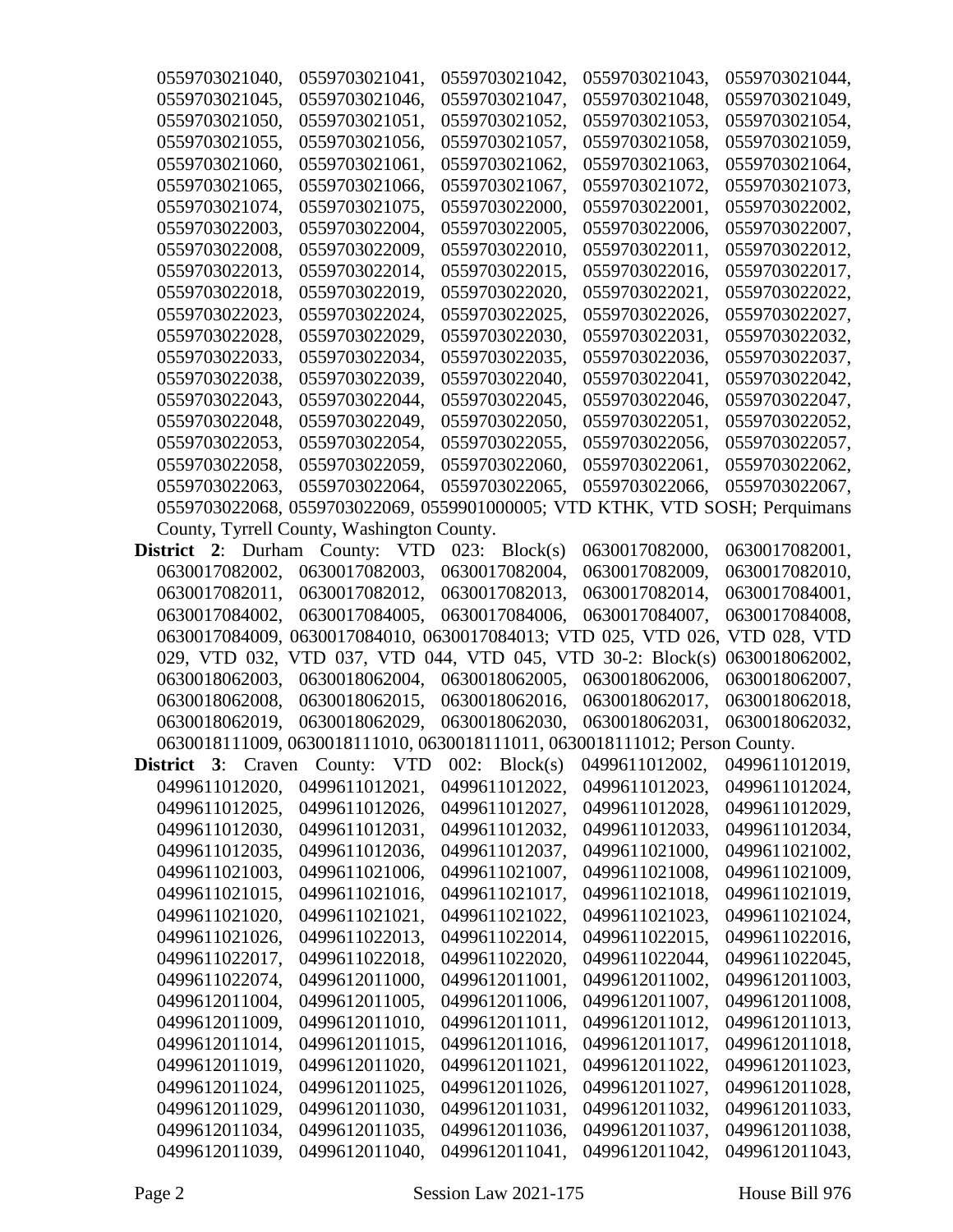0559703021040, 0559703021041, 0559703021042, 0559703021043, 0559703021044, 0559703021045, 0559703021046, 0559703021047, 0559703021048, 0559703021049, 0559703021050, 0559703021051, 0559703021052, 0559703021053, 0559703021054, 0559703021055, 0559703021056, 0559703021057, 0559703021058, 0559703021059, 0559703021060, 0559703021061, 0559703021062, 0559703021063, 0559703021064, 0559703021065, 0559703021066, 0559703021067, 0559703021072, 0559703021073, 0559703021074, 0559703021075, 0559703022000, 0559703022001, 0559703022002, 0559703022003, 0559703022004, 0559703022005, 0559703022006, 0559703022007, 0559703022008, 0559703022009, 0559703022010, 0559703022011, 0559703022012, 0559703022013, 0559703022014, 0559703022015, 0559703022016, 0559703022017, 0559703022018, 0559703022019, 0559703022020, 0559703022021, 0559703022022, 0559703022023, 0559703022024, 0559703022025, 0559703022026, 0559703022027, 0559703022028, 0559703022029, 0559703022030, 0559703022031, 0559703022032, 0559703022033, 0559703022034, 0559703022035, 0559703022036, 0559703022037, 0559703022038, 0559703022039, 0559703022040, 0559703022041, 0559703022042, 0559703022043, 0559703022044, 0559703022045, 0559703022046, 0559703022047, 0559703022048, 0559703022049, 0559703022050, 0559703022051, 0559703022052, 0559703022053, 0559703022054, 0559703022055, 0559703022056, 0559703022057, 0559703022058, 0559703022059, 0559703022060, 0559703022061, 0559703022062, 0559703022063, 0559703022064, 0559703022065, 0559703022066, 0559703022067, 0559703022068, 0559703022069, 0559901000005; VTD KTHK, VTD SOSH; Perquimans County, Tyrrell County, Washington County.

**District 2**: Durham County: VTD 023: Block(s) 0630017082000, 0630017082001, 0630017082002, 0630017082003, 0630017082004, 0630017082009, 0630017082010, 0630017082011, 0630017082012, 0630017082013, 0630017082014, 0630017084001, 0630017084002, 0630017084005, 0630017084006, 0630017084007, 0630017084008, 0630017084009, 0630017084010, 0630017084013; VTD 025, VTD 026, VTD 028, VTD 029, VTD 032, VTD 037, VTD 044, VTD 045, VTD 30-2: Block(s) 0630018062002, 0630018062003, 0630018062004, 0630018062005, 0630018062006, 0630018062007, 0630018062008, 0630018062015, 0630018062016, 0630018062017, 0630018062018, 0630018062019, 0630018062029, 0630018062030, 0630018062031, 0630018062032, 0630018111009, 0630018111010, 0630018111011, 0630018111012; Person County.

**District 3**: Craven County: VTD 002: Block(s) 0499611012002, 0499611012019, 0499611012020, 0499611012021, 0499611012022, 0499611012023, 0499611012024, 0499611012025, 0499611012026, 0499611012027, 0499611012028, 0499611012029, 0499611012030, 0499611012031, 0499611012032, 0499611012033, 0499611012034, 0499611012035, 0499611012036, 0499611012037, 0499611021000, 0499611021002, 0499611021003, 0499611021006, 0499611021007, 0499611021008, 0499611021009, 0499611021015, 0499611021016, 0499611021017, 0499611021018, 0499611021019, 0499611021020, 0499611021021, 0499611021022, 0499611021023, 0499611021024, 0499611021026, 0499611022013, 0499611022014, 0499611022015, 0499611022016, 0499611022017, 0499611022018, 0499611022020, 0499611022044, 0499611022045, 0499611022074, 0499612011000, 0499612011001, 0499612011002, 0499612011003, 0499612011004, 0499612011005, 0499612011006, 0499612011007, 0499612011008, 0499612011009, 0499612011010, 0499612011011, 0499612011012, 0499612011013, 0499612011014, 0499612011015, 0499612011016, 0499612011017, 0499612011018, 0499612011019, 0499612011020, 0499612011021, 0499612011022, 0499612011023, 0499612011024, 0499612011025, 0499612011026, 0499612011027, 0499612011028, 0499612011029, 0499612011030, 0499612011031, 0499612011032, 0499612011033, 0499612011034, 0499612011035, 0499612011036, 0499612011037, 0499612011038, 0499612011039, 0499612011040, 0499612011041, 0499612011042, 0499612011043,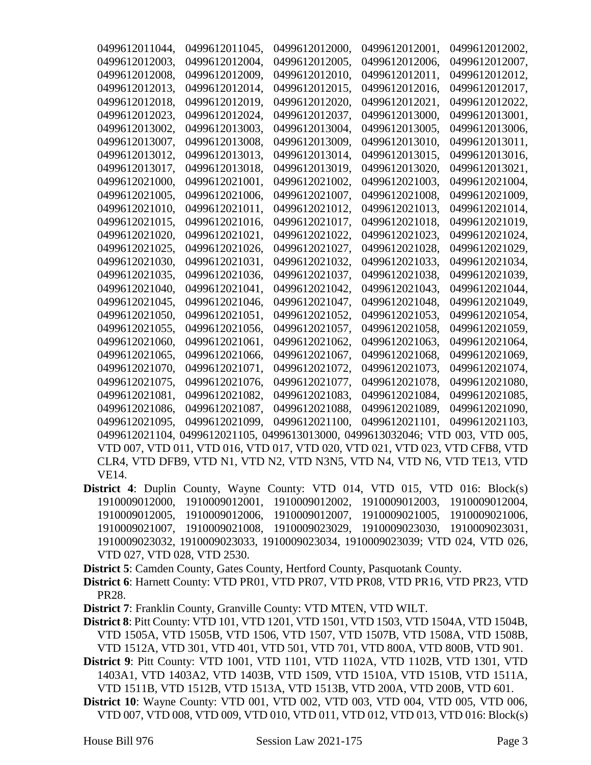0499612011044, 0499612011045, 0499612012000, 0499612012001, 0499612012002, 0499612012003, 0499612012004, 0499612012005, 0499612012006, 0499612012007, 0499612012008, 0499612012009, 0499612012010, 0499612012011, 0499612012012, 0499612012013, 0499612012014, 0499612012015, 0499612012016, 0499612012017, 0499612012018, 0499612012019, 0499612012020, 0499612012021, 0499612012022, 0499612012023, 0499612012024, 0499612012037, 0499612013000, 0499612013001, 0499612013002, 0499612013003, 0499612013004, 0499612013005, 0499612013006, 0499612013007, 0499612013008, 0499612013009, 0499612013010, 0499612013011, 0499612013012, 0499612013013, 0499612013014, 0499612013015, 0499612013016, 0499612013017, 0499612013018, 0499612013019, 0499612013020, 0499612013021, 0499612021000, 0499612021001, 0499612021002, 0499612021003, 0499612021004, 0499612021005, 0499612021006, 0499612021007, 0499612021008, 0499612021009, 0499612021010, 0499612021011, 0499612021012, 0499612021013, 0499612021014, 0499612021015, 0499612021016, 0499612021017, 0499612021018, 0499612021019, 0499612021020, 0499612021021, 0499612021022, 0499612021023, 0499612021024, 0499612021025, 0499612021026, 0499612021027, 0499612021028, 0499612021029, 0499612021030, 0499612021031, 0499612021032, 0499612021033, 0499612021034, 0499612021035, 0499612021036, 0499612021037, 0499612021038, 0499612021039, 0499612021040, 0499612021041, 0499612021042, 0499612021043, 0499612021044, 0499612021045, 0499612021046, 0499612021047, 0499612021048, 0499612021049, 0499612021050, 0499612021051, 0499612021052, 0499612021053, 0499612021054, 0499612021055, 0499612021056, 0499612021057, 0499612021058, 0499612021059, 0499612021060, 0499612021061, 0499612021062, 0499612021063, 0499612021064, 0499612021065, 0499612021066, 0499612021067, 0499612021068, 0499612021069, 0499612021070, 0499612021071, 0499612021072, 0499612021073, 0499612021074, 0499612021075, 0499612021076, 0499612021077, 0499612021078, 0499612021080, 0499612021081, 0499612021082, 0499612021083, 0499612021084, 0499612021085, 0499612021086, 0499612021087, 0499612021088, 0499612021089, 0499612021090, 0499612021095, 0499612021099, 0499612021100, 0499612021101, 0499612021103, 0499612021104, 0499612021105, 0499613013000, 0499613032046; VTD 003, VTD 005, VTD 007, VTD 011, VTD 016, VTD 017, VTD 020, VTD 021, VTD 023, VTD CFB8, VTD CLR4, VTD DFB9, VTD N1, VTD N2, VTD N3N5, VTD N4, VTD N6, VTD TE13, VTD VE14.

**District 4**: Duplin County, Wayne County: VTD 014, VTD 015, VTD 016: Block(s) 1910009012000, 1910009012001, 1910009012002, 1910009012003, 1910009012004, 1910009012005, 1910009012006, 1910009012007, 1910009021005, 1910009021006, 1910009021007, 1910009021008, 1910009023029, 1910009023030, 1910009023031, 1910009023032, 1910009023033, 1910009023034, 1910009023039; VTD 024, VTD 026, VTD 027, VTD 028, VTD 2530.

**District 5**: Camden County, Gates County, Hertford County, Pasquotank County.

**District 6**: Harnett County: VTD PR01, VTD PR07, VTD PR08, VTD PR16, VTD PR23, VTD PR28.

**District 7**: Franklin County, Granville County: VTD MTEN, VTD WILT.

**District 8**: Pitt County: VTD 101, VTD 1201, VTD 1501, VTD 1503, VTD 1504A, VTD 1504B, VTD 1505A, VTD 1505B, VTD 1506, VTD 1507, VTD 1507B, VTD 1508A, VTD 1508B, VTD 1512A, VTD 301, VTD 401, VTD 501, VTD 701, VTD 800A, VTD 800B, VTD 901.

**District 9**: Pitt County: VTD 1001, VTD 1101, VTD 1102A, VTD 1102B, VTD 1301, VTD 1403A1, VTD 1403A2, VTD 1403B, VTD 1509, VTD 1510A, VTD 1510B, VTD 1511A, VTD 1511B, VTD 1512B, VTD 1513A, VTD 1513B, VTD 200A, VTD 200B, VTD 601.

**District 10**: Wayne County: VTD 001, VTD 002, VTD 003, VTD 004, VTD 005, VTD 006, VTD 007, VTD 008, VTD 009, VTD 010, VTD 011, VTD 012, VTD 013, VTD 016: Block(s)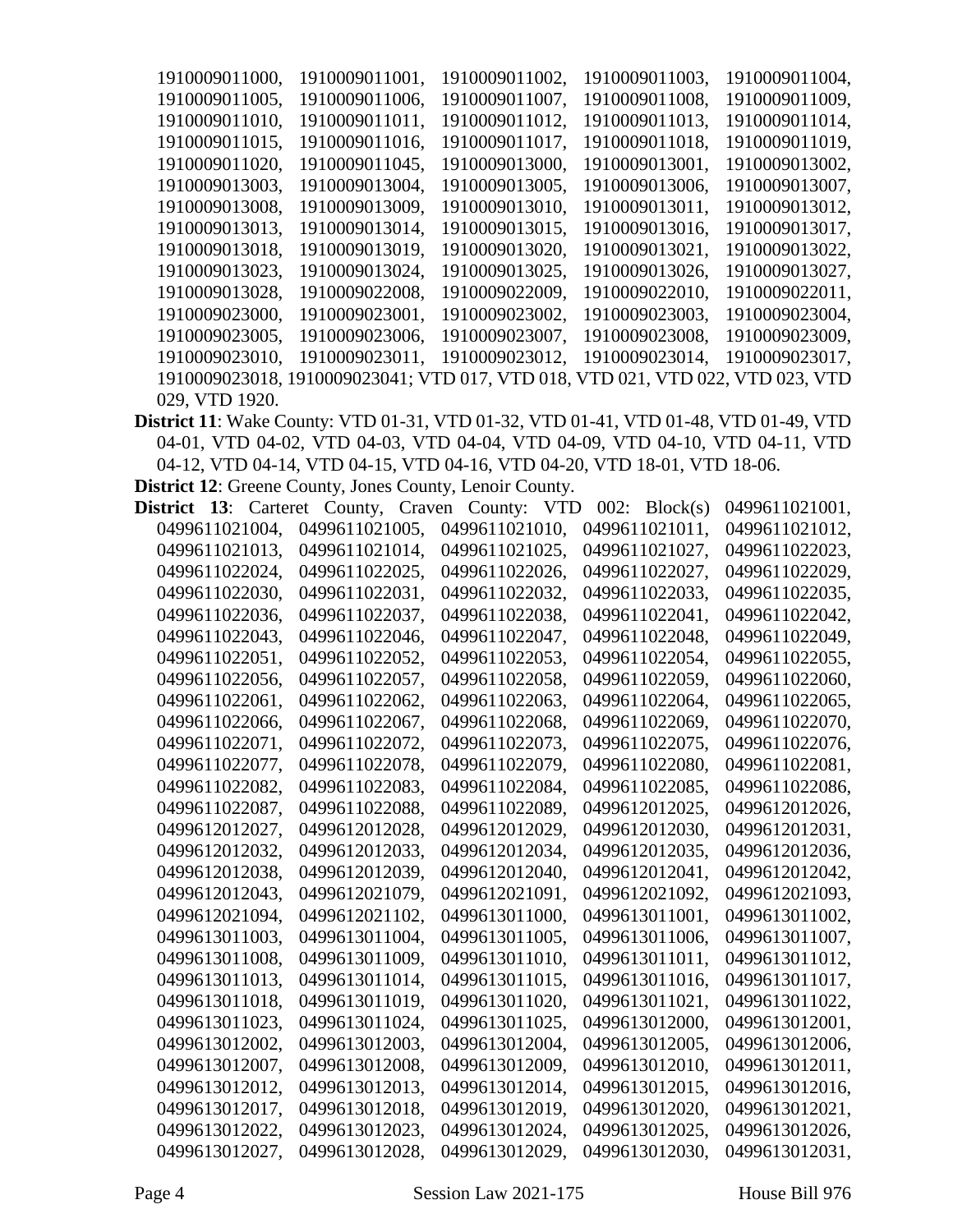1910009011000, 1910009011001, 1910009011002, 1910009011003, 1910009011004, 1910009011005, 1910009011006, 1910009011007, 1910009011008, 1910009011009, 1910009011010, 1910009011011, 1910009011012, 1910009011013, 1910009011014, 1910009011015, 1910009011016, 1910009011017, 1910009011018, 1910009011019, 1910009011020, 1910009011045, 1910009013000, 1910009013001, 1910009013002, 1910009013003, 1910009013004, 1910009013005, 1910009013006, 1910009013007, 1910009013008, 1910009013009, 1910009013010, 1910009013011, 1910009013012, 1910009013013, 1910009013014, 1910009013015, 1910009013016, 1910009013017, 1910009013018, 1910009013019, 1910009013020, 1910009013021, 1910009013022, 1910009013023, 1910009013024, 1910009013025, 1910009013026, 1910009013027, 1910009013028, 1910009022008, 1910009022009, 1910009022010, 1910009022011, 1910009023000, 1910009023001, 1910009023002, 1910009023003, 1910009023004, 1910009023005, 1910009023006, 1910009023007, 1910009023008, 1910009023009, 1910009023010, 1910009023011, 1910009023012, 1910009023014, 1910009023017, 1910009023018, 1910009023041; VTD 017, VTD 018, VTD 021, VTD 022, VTD 023, VTD 029, VTD 1920.

**District 11**: Wake County: VTD 01-31, VTD 01-32, VTD 01-41, VTD 01-48, VTD 01-49, VTD 04-01, VTD 04-02, VTD 04-03, VTD 04-04, VTD 04-09, VTD 04-10, VTD 04-11, VTD 04-12, VTD 04-14, VTD 04-15, VTD 04-16, VTD 04-20, VTD 18-01, VTD 18-06.

**District 12**: Greene County, Jones County, Lenoir County.

**District 13**: Carteret County, Craven County: VTD 002: Block(s) 0499611021001, 0499611021004, 0499611021005, 0499611021010, 0499611021011, 0499611021012, 0499611021013, 0499611021014, 0499611021025, 0499611021027, 0499611022023, 0499611022024, 0499611022025, 0499611022026, 0499611022027, 0499611022029, 0499611022030, 0499611022031, 0499611022032, 0499611022033, 0499611022035, 0499611022036, 0499611022037, 0499611022038, 0499611022041, 0499611022042, 0499611022043, 0499611022046, 0499611022047, 0499611022048, 0499611022049, 0499611022051, 0499611022052, 0499611022053, 0499611022054, 0499611022055, 0499611022056, 0499611022057, 0499611022058, 0499611022059, 0499611022060, 0499611022061, 0499611022062, 0499611022063, 0499611022064, 0499611022065, 0499611022066, 0499611022067, 0499611022068, 0499611022069, 0499611022070, 0499611022071, 0499611022072, 0499611022073, 0499611022075, 0499611022076, 0499611022077, 0499611022078, 0499611022079, 0499611022080, 0499611022081, 0499611022082, 0499611022083, 0499611022084, 0499611022085, 0499611022086, 0499611022087, 0499611022088, 0499611022089, 0499612012025, 0499612012026, 0499612012027, 0499612012028, 0499612012029, 0499612012030, 0499612012031, 0499612012032, 0499612012033, 0499612012034, 0499612012035, 0499612012036, 0499612012038, 0499612012039, 0499612012040, 0499612012041, 0499612012042, 0499612012043, 0499612021079, 0499612021091, 0499612021092, 0499612021093, 0499612021094, 0499612021102, 0499613011000, 0499613011001, 0499613011002, 0499613011003, 0499613011004, 0499613011005, 0499613011006, 0499613011007, 0499613011008, 0499613011009, 0499613011010, 0499613011011, 0499613011012, 0499613011013, 0499613011014, 0499613011015, 0499613011016, 0499613011017, 0499613011018, 0499613011019, 0499613011020, 0499613011021, 0499613011022, 0499613011023, 0499613011024, 0499613011025, 0499613012000, 0499613012001, 0499613012002, 0499613012003, 0499613012004, 0499613012005, 0499613012006, 0499613012007, 0499613012008, 0499613012009, 0499613012010, 0499613012011, 0499613012012, 0499613012013, 0499613012014, 0499613012015, 0499613012016, 0499613012017, 0499613012018, 0499613012019, 0499613012020, 0499613012021, 0499613012022, 0499613012023, 0499613012024, 0499613012025, 0499613012026, 0499613012027, 0499613012028, 0499613012029, 0499613012030, 0499613012031,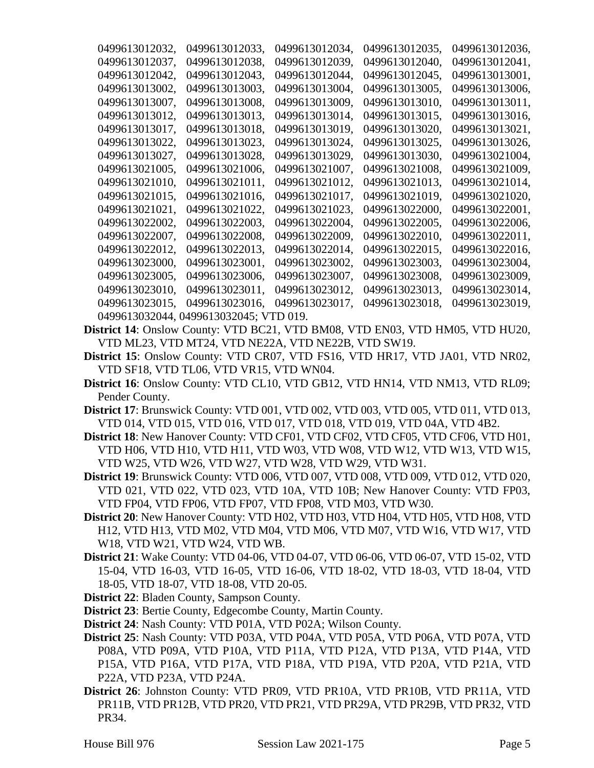0499613012032, 0499613012033, 0499613012034, 0499613012035, 0499613012036, 0499613012037, 0499613012038, 0499613012039, 0499613012040, 0499613012041, 0499613012042, 0499613012043, 0499613012044, 0499613012045, 0499613013001, 0499613013002, 0499613013003, 0499613013004, 0499613013005, 0499613013006, 0499613013007, 0499613013008, 0499613013009, 0499613013010, 0499613013011, 0499613013012, 0499613013013, 0499613013014, 0499613013015, 0499613013016, 0499613013017, 0499613013018, 0499613013019, 0499613013020, 0499613013021, 0499613013022, 0499613013023, 0499613013024, 0499613013025, 0499613013026, 0499613013027, 0499613013028, 0499613013029, 0499613013030, 0499613021004, 0499613021005, 0499613021006, 0499613021007, 0499613021008, 0499613021009, 0499613021010, 0499613021011, 0499613021012, 0499613021013, 0499613021014, 0499613021015, 0499613021016, 0499613021017, 0499613021019, 0499613021020, 0499613021021, 0499613021022, 0499613021023, 0499613022000, 0499613022001, 0499613022002, 0499613022003, 0499613022004, 0499613022005, 0499613022006, 0499613022007, 0499613022008, 0499613022009, 0499613022010, 0499613022011, 0499613022012, 0499613022013, 0499613022014, 0499613022015, 0499613022016, 0499613023000, 0499613023001, 0499613023002, 0499613023003, 0499613023004, 0499613023005, 0499613023006, 0499613023007, 0499613023008, 0499613023009, 0499613023010, 0499613023011, 0499613023012, 0499613023013, 0499613023014, 0499613023015, 0499613023016, 0499613023017, 0499613023018, 0499613023019, 0499613032044, 0499613032045; VTD 019.

**District 14**: Onslow County: VTD BC21, VTD BM08, VTD EN03, VTD HM05, VTD HU20, VTD ML23, VTD MT24, VTD NE22A, VTD NE22B, VTD SW19.

**District 15**: Onslow County: VTD CR07, VTD FS16, VTD HR17, VTD JA01, VTD NR02, VTD SF18, VTD TL06, VTD VR15, VTD WN04.

**District 16**: Onslow County: VTD CL10, VTD GB12, VTD HN14, VTD NM13, VTD RL09; Pender County.

**District 17**: Brunswick County: VTD 001, VTD 002, VTD 003, VTD 005, VTD 011, VTD 013, VTD 014, VTD 015, VTD 016, VTD 017, VTD 018, VTD 019, VTD 04A, VTD 4B2.

**District 18**: New Hanover County: VTD CF01, VTD CF02, VTD CF05, VTD CF06, VTD H01, VTD H06, VTD H10, VTD H11, VTD W03, VTD W08, VTD W12, VTD W13, VTD W15, VTD W25, VTD W26, VTD W27, VTD W28, VTD W29, VTD W31.

**District 19**: Brunswick County: VTD 006, VTD 007, VTD 008, VTD 009, VTD 012, VTD 020, VTD 021, VTD 022, VTD 023, VTD 10A, VTD 10B; New Hanover County: VTD FP03, VTD FP04, VTD FP06, VTD FP07, VTD FP08, VTD M03, VTD W30.

**District 20**: New Hanover County: VTD H02, VTD H03, VTD H04, VTD H05, VTD H08, VTD H12, VTD H13, VTD M02, VTD M04, VTD M06, VTD M07, VTD W16, VTD W17, VTD W18, VTD W21, VTD W24, VTD WB.

**District 21**: Wake County: VTD 04-06, VTD 04-07, VTD 06-06, VTD 06-07, VTD 15-02, VTD 15-04, VTD 16-03, VTD 16-05, VTD 16-06, VTD 18-02, VTD 18-03, VTD 18-04, VTD 18-05, VTD 18-07, VTD 18-08, VTD 20-05.

**District 22**: Bladen County, Sampson County.

**District 23**: Bertie County, Edgecombe County, Martin County.

**District 24**: Nash County: VTD P01A, VTD P02A; Wilson County.

**District 25**: Nash County: VTD P03A, VTD P04A, VTD P05A, VTD P06A, VTD P07A, VTD P08A, VTD P09A, VTD P10A, VTD P11A, VTD P12A, VTD P13A, VTD P14A, VTD P15A, VTD P16A, VTD P17A, VTD P18A, VTD P19A, VTD P20A, VTD P21A, VTD P22A, VTD P23A, VTD P24A.

**District 26**: Johnston County: VTD PR09, VTD PR10A, VTD PR10B, VTD PR11A, VTD PR11B, VTD PR12B, VTD PR20, VTD PR21, VTD PR29A, VTD PR29B, VTD PR32, VTD PR34.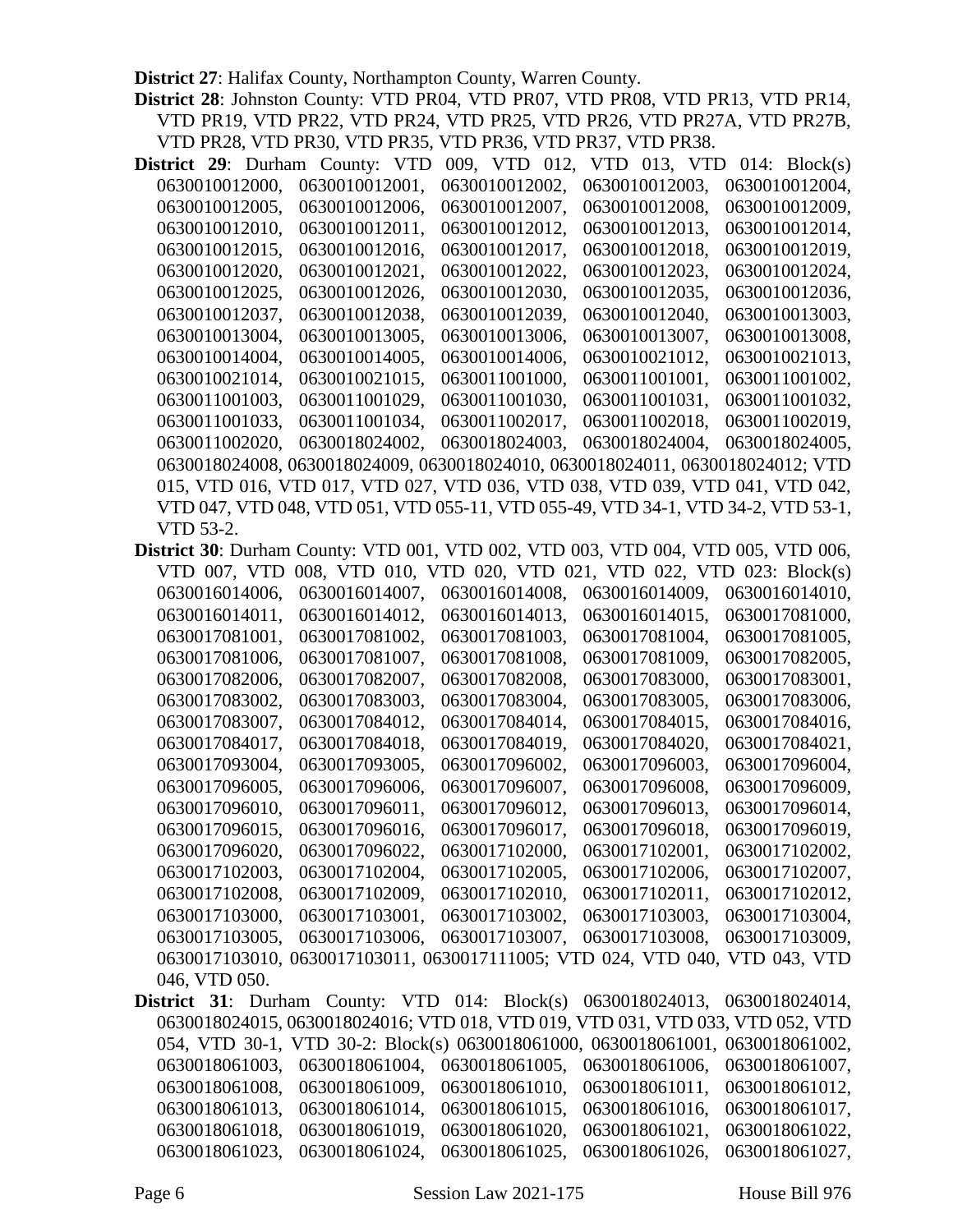**District 27**: Halifax County, Northampton County, Warren County.

**District 28**: Johnston County: VTD PR04, VTD PR07, VTD PR08, VTD PR13, VTD PR14, VTD PR19, VTD PR22, VTD PR24, VTD PR25, VTD PR26, VTD PR27A, VTD PR27B, VTD PR28, VTD PR30, VTD PR35, VTD PR36, VTD PR37, VTD PR38.

**District 29**: Durham County: VTD 009, VTD 012, VTD 013, VTD 014: Block(s) 0630010012000, 0630010012001, 0630010012002, 0630010012003, 0630010012004, 0630010012005, 0630010012006, 0630010012007, 0630010012008, 0630010012009, 0630010012010, 0630010012011, 0630010012012, 0630010012013, 0630010012014, 0630010012015, 0630010012016, 0630010012017, 0630010012018, 0630010012019, 0630010012020, 0630010012021, 0630010012022, 0630010012023, 0630010012024, 0630010012025, 0630010012026, 0630010012030, 0630010012035, 0630010012036, 0630010012037, 0630010012038, 0630010012039, 0630010012040, 0630010013003, 0630010013004, 0630010013005, 0630010013006, 0630010013007, 0630010013008, 0630010014004, 0630010014005, 0630010014006, 0630010021012, 0630010021013, 0630010021014, 0630010021015, 0630011001000, 0630011001001, 0630011001002, 0630011001003, 0630011001029, 0630011001030, 0630011001031, 0630011001032, 0630011001033, 0630011001034, 0630011002017, 0630011002018, 0630011002019, 0630011002020, 0630018024002, 0630018024003, 0630018024004, 0630018024005, 0630018024008, 0630018024009, 0630018024010, 0630018024011, 0630018024012; VTD 015, VTD 016, VTD 017, VTD 027, VTD 036, VTD 038, VTD 039, VTD 041, VTD 042, VTD 047, VTD 048, VTD 051, VTD 055-11, VTD 055-49, VTD 34-1, VTD 34-2, VTD 53-1, VTD 53-2.

**District 30**: Durham County: VTD 001, VTD 002, VTD 003, VTD 004, VTD 005, VTD 006, VTD 007, VTD 008, VTD 010, VTD 020, VTD 021, VTD 022, VTD 023: Block(s) 0630016014006, 0630016014007, 0630016014008, 0630016014009, 0630016014010, 0630016014011, 0630016014012, 0630016014013, 0630016014015, 0630017081000, 0630017081001, 0630017081002, 0630017081003, 0630017081004, 0630017081005, 0630017081006, 0630017081007, 0630017081008, 0630017081009, 0630017082005, 0630017082006, 0630017082007, 0630017082008, 0630017083000, 0630017083001, 0630017083002, 0630017083003, 0630017083004, 0630017083005, 0630017083006, 0630017083007, 0630017084012, 0630017084014, 0630017084015, 0630017084016, 0630017084017, 0630017084018, 0630017084019, 0630017084020, 0630017084021, 0630017093004, 0630017093005, 0630017096002, 0630017096003, 0630017096004, 0630017096005, 0630017096006, 0630017096007, 0630017096008, 0630017096009, 0630017096010, 0630017096011, 0630017096012, 0630017096013, 0630017096014, 0630017096015, 0630017096016, 0630017096017, 0630017096018, 0630017096019, 0630017096020, 0630017096022, 0630017102000, 0630017102001, 0630017102002, 0630017102003, 0630017102004, 0630017102005, 0630017102006, 0630017102007, 0630017102008, 0630017102009, 0630017102010, 0630017102011, 0630017102012, 0630017103000, 0630017103001, 0630017103002, 0630017103003, 0630017103004, 0630017103005, 0630017103006, 0630017103007, 0630017103008, 0630017103009, 0630017103010, 0630017103011, 0630017111005; VTD 024, VTD 040, VTD 043, VTD 046, VTD 050.

**District 31**: Durham County: VTD 014: Block(s) 0630018024013, 0630018024014, 0630018024015, 0630018024016; VTD 018, VTD 019, VTD 031, VTD 033, VTD 052, VTD 054, VTD 30-1, VTD 30-2: Block(s) 0630018061000, 0630018061001, 0630018061002, 0630018061003, 0630018061004, 0630018061005, 0630018061006, 0630018061007, 0630018061008, 0630018061009, 0630018061010, 0630018061011, 0630018061012, 0630018061013, 0630018061014, 0630018061015, 0630018061016, 0630018061017, 0630018061018, 0630018061019, 0630018061020, 0630018061021, 0630018061022, 0630018061023, 0630018061024, 0630018061025, 0630018061026, 0630018061027,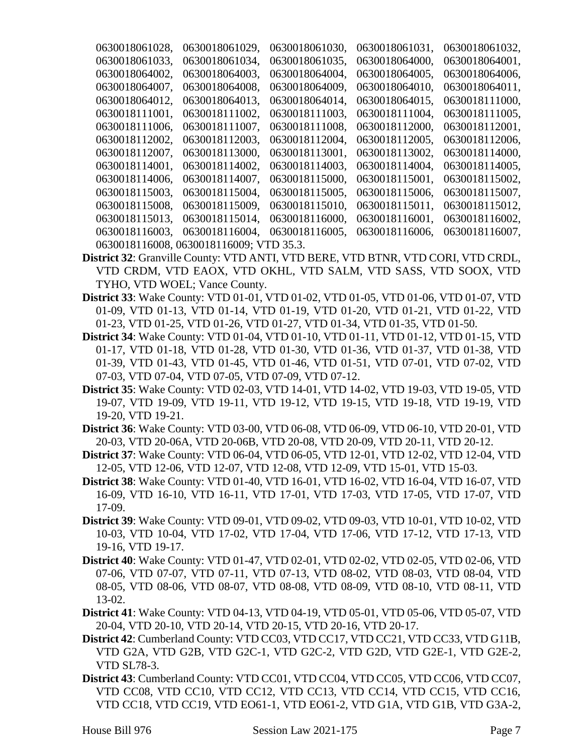0630018061028, 0630018061029, 0630018061030, 0630018061031, 0630018061032, 0630018061033, 0630018061034, 0630018061035, 0630018064000, 0630018064001, 0630018064002, 0630018064003, 0630018064004, 0630018064005, 0630018064006, 0630018064007, 0630018064008, 0630018064009, 0630018064010, 0630018064011, 0630018064012, 0630018064013, 0630018064014, 0630018064015, 0630018111000, 0630018111001, 0630018111002, 0630018111003, 0630018111004, 0630018111005, 0630018111006, 0630018111007, 0630018111008, 0630018112000, 0630018112001, 0630018112002, 0630018112003, 0630018112004, 0630018112005, 0630018112006, 0630018112007, 0630018113000, 0630018113001, 0630018113002, 0630018114000, 0630018114001, 0630018114002, 0630018114003, 0630018114004, 0630018114005, 0630018114006, 0630018114007, 0630018115000, 0630018115001, 0630018115002, 0630018115003, 0630018115004, 0630018115005, 0630018115006, 0630018115007, 0630018115008, 0630018115009, 0630018115010, 0630018115011, 0630018115012, 0630018115013, 0630018115014, 0630018116000, 0630018116001, 0630018116002, 0630018116003, 0630018116004, 0630018116005, 0630018116006, 0630018116007, 0630018116008, 0630018116009; VTD 35.3.

**District 32**: Granville County: VTD ANTI, VTD BERE, VTD BTNR, VTD CORI, VTD CRDL, VTD CRDM, VTD EAOX, VTD OKHL, VTD SALM, VTD SASS, VTD SOOX, VTD TYHO, VTD WOEL; Vance County.

**District 33**: Wake County: VTD 01-01, VTD 01-02, VTD 01-05, VTD 01-06, VTD 01-07, VTD 01-09, VTD 01-13, VTD 01-14, VTD 01-19, VTD 01-20, VTD 01-21, VTD 01-22, VTD 01-23, VTD 01-25, VTD 01-26, VTD 01-27, VTD 01-34, VTD 01-35, VTD 01-50.

**District 34**: Wake County: VTD 01-04, VTD 01-10, VTD 01-11, VTD 01-12, VTD 01-15, VTD 01-17, VTD 01-18, VTD 01-28, VTD 01-30, VTD 01-36, VTD 01-37, VTD 01-38, VTD 01-39, VTD 01-43, VTD 01-45, VTD 01-46, VTD 01-51, VTD 07-01, VTD 07-02, VTD 07-03, VTD 07-04, VTD 07-05, VTD 07-09, VTD 07-12.

**District 35**: Wake County: VTD 02-03, VTD 14-01, VTD 14-02, VTD 19-03, VTD 19-05, VTD 19-07, VTD 19-09, VTD 19-11, VTD 19-12, VTD 19-15, VTD 19-18, VTD 19-19, VTD 19-20, VTD 19-21.

**District 36**: Wake County: VTD 03-00, VTD 06-08, VTD 06-09, VTD 06-10, VTD 20-01, VTD 20-03, VTD 20-06A, VTD 20-06B, VTD 20-08, VTD 20-09, VTD 20-11, VTD 20-12.

**District 37**: Wake County: VTD 06-04, VTD 06-05, VTD 12-01, VTD 12-02, VTD 12-04, VTD 12-05, VTD 12-06, VTD 12-07, VTD 12-08, VTD 12-09, VTD 15-01, VTD 15-03.

**District 38**: Wake County: VTD 01-40, VTD 16-01, VTD 16-02, VTD 16-04, VTD 16-07, VTD 16-09, VTD 16-10, VTD 16-11, VTD 17-01, VTD 17-03, VTD 17-05, VTD 17-07, VTD 17-09.

**District 39**: Wake County: VTD 09-01, VTD 09-02, VTD 09-03, VTD 10-01, VTD 10-02, VTD 10-03, VTD 10-04, VTD 17-02, VTD 17-04, VTD 17-06, VTD 17-12, VTD 17-13, VTD 19-16, VTD 19-17.

**District 40**: Wake County: VTD 01-47, VTD 02-01, VTD 02-02, VTD 02-05, VTD 02-06, VTD 07-06, VTD 07-07, VTD 07-11, VTD 07-13, VTD 08-02, VTD 08-03, VTD 08-04, VTD 08-05, VTD 08-06, VTD 08-07, VTD 08-08, VTD 08-09, VTD 08-10, VTD 08-11, VTD 13-02.

**District 41**: Wake County: VTD 04-13, VTD 04-19, VTD 05-01, VTD 05-06, VTD 05-07, VTD 20-04, VTD 20-10, VTD 20-14, VTD 20-15, VTD 20-16, VTD 20-17.

**District 42**: Cumberland County: VTD CC03, VTD CC17, VTD CC21, VTD CC33, VTD G11B, VTD G2A, VTD G2B, VTD G2C-1, VTD G2C-2, VTD G2D, VTD G2E-1, VTD G2E-2, VTD SL78-3.

**District 43**: Cumberland County: VTD CC01, VTD CC04, VTD CC05, VTD CC06, VTD CC07, VTD CC08, VTD CC10, VTD CC12, VTD CC13, VTD CC14, VTD CC15, VTD CC16, VTD CC18, VTD CC19, VTD EO61-1, VTD EO61-2, VTD G1A, VTD G1B, VTD G3A-2,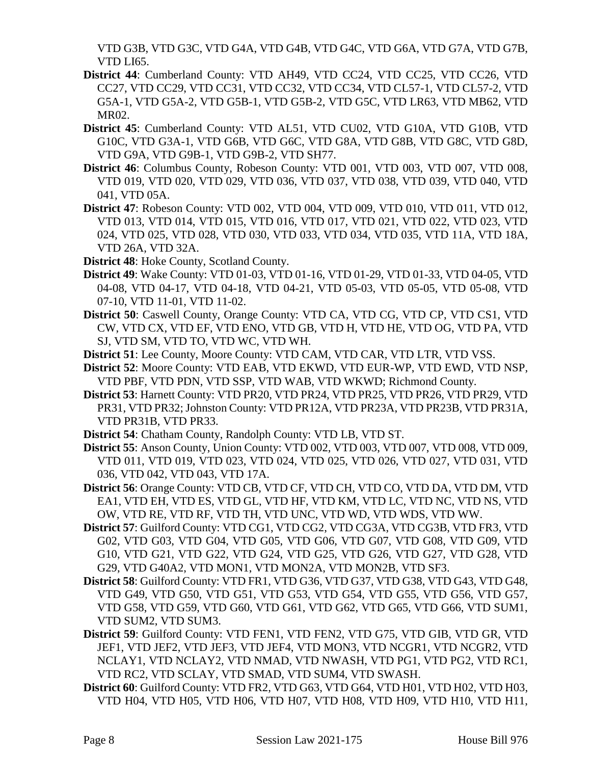VTD G3B, VTD G3C, VTD G4A, VTD G4B, VTD G4C, VTD G6A, VTD G7A, VTD G7B, VTD LI65.

**District 44**: Cumberland County: VTD AH49, VTD CC24, VTD CC25, VTD CC26, VTD CC27, VTD CC29, VTD CC31, VTD CC32, VTD CC34, VTD CL57-1, VTD CL57-2, VTD G5A-1, VTD G5A-2, VTD G5B-1, VTD G5B-2, VTD G5C, VTD LR63, VTD MB62, VTD MR02.

**District 45**: Cumberland County: VTD AL51, VTD CU02, VTD G10A, VTD G10B, VTD G10C, VTD G3A-1, VTD G6B, VTD G6C, VTD G8A, VTD G8B, VTD G8C, VTD G8D, VTD G9A, VTD G9B-1, VTD G9B-2, VTD SH77.

**District 46**: Columbus County, Robeson County: VTD 001, VTD 003, VTD 007, VTD 008, VTD 019, VTD 020, VTD 029, VTD 036, VTD 037, VTD 038, VTD 039, VTD 040, VTD 041, VTD 05A.

**District 47**: Robeson County: VTD 002, VTD 004, VTD 009, VTD 010, VTD 011, VTD 012, VTD 013, VTD 014, VTD 015, VTD 016, VTD 017, VTD 021, VTD 022, VTD 023, VTD 024, VTD 025, VTD 028, VTD 030, VTD 033, VTD 034, VTD 035, VTD 11A, VTD 18A, VTD 26A, VTD 32A.

**District 48**: Hoke County, Scotland County.

**District 49**: Wake County: VTD 01-03, VTD 01-16, VTD 01-29, VTD 01-33, VTD 04-05, VTD 04-08, VTD 04-17, VTD 04-18, VTD 04-21, VTD 05-03, VTD 05-05, VTD 05-08, VTD 07-10, VTD 11-01, VTD 11-02.

**District 50**: Caswell County, Orange County: VTD CA, VTD CG, VTD CP, VTD CS1, VTD CW, VTD CX, VTD EF, VTD ENO, VTD GB, VTD H, VTD HE, VTD OG, VTD PA, VTD SJ, VTD SM, VTD TO, VTD WC, VTD WH.

**District 51**: Lee County, Moore County: VTD CAM, VTD CAR, VTD LTR, VTD VSS.

**District 52**: Moore County: VTD EAB, VTD EKWD, VTD EUR-WP, VTD EWD, VTD NSP, VTD PBF, VTD PDN, VTD SSP, VTD WAB, VTD WKWD; Richmond County.

**District 53**: Harnett County: VTD PR20, VTD PR24, VTD PR25, VTD PR26, VTD PR29, VTD PR31, VTD PR32; Johnston County: VTD PR12A, VTD PR23A, VTD PR23B, VTD PR31A, VTD PR31B, VTD PR33.

**District 54**: Chatham County, Randolph County: VTD LB, VTD ST.

**District 55**: Anson County, Union County: VTD 002, VTD 003, VTD 007, VTD 008, VTD 009, VTD 011, VTD 019, VTD 023, VTD 024, VTD 025, VTD 026, VTD 027, VTD 031, VTD 036, VTD 042, VTD 043, VTD 17A.

**District 56**: Orange County: VTD CB, VTD CF, VTD CH, VTD CO, VTD DA, VTD DM, VTD EA1, VTD EH, VTD ES, VTD GL, VTD HF, VTD KM, VTD LC, VTD NC, VTD NS, VTD OW, VTD RE, VTD RF, VTD TH, VTD UNC, VTD WD, VTD WDS, VTD WW.

**District 57**: Guilford County: VTD CG1, VTD CG2, VTD CG3A, VTD CG3B, VTD FR3, VTD G02, VTD G03, VTD G04, VTD G05, VTD G06, VTD G07, VTD G08, VTD G09, VTD G10, VTD G21, VTD G22, VTD G24, VTD G25, VTD G26, VTD G27, VTD G28, VTD G29, VTD G40A2, VTD MON1, VTD MON2A, VTD MON2B, VTD SF3.

**District 58**: Guilford County: VTD FR1, VTD G36, VTD G37, VTD G38, VTD G43, VTD G48, VTD G49, VTD G50, VTD G51, VTD G53, VTD G54, VTD G55, VTD G56, VTD G57, VTD G58, VTD G59, VTD G60, VTD G61, VTD G62, VTD G65, VTD G66, VTD SUM1, VTD SUM2, VTD SUM3.

**District 59**: Guilford County: VTD FEN1, VTD FEN2, VTD G75, VTD GIB, VTD GR, VTD JEF1, VTD JEF2, VTD JEF3, VTD JEF4, VTD MON3, VTD NCGR1, VTD NCGR2, VTD NCLAY1, VTD NCLAY2, VTD NMAD, VTD NWASH, VTD PG1, VTD PG2, VTD RC1, VTD RC2, VTD SCLAY, VTD SMAD, VTD SUM4, VTD SWASH.

**District 60**: Guilford County: VTD FR2, VTD G63, VTD G64, VTD H01, VTD H02, VTD H03, VTD H04, VTD H05, VTD H06, VTD H07, VTD H08, VTD H09, VTD H10, VTD H11,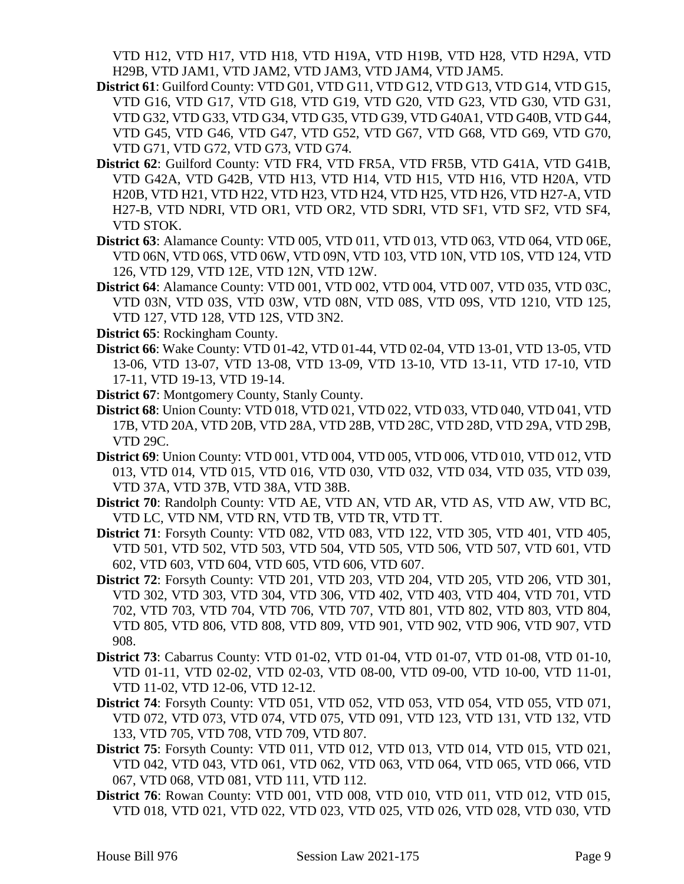VTD H12, VTD H17, VTD H18, VTD H19A, VTD H19B, VTD H28, VTD H29A, VTD H29B, VTD JAM1, VTD JAM2, VTD JAM3, VTD JAM4, VTD JAM5.

**District 61**: Guilford County: VTD G01, VTD G11, VTD G12, VTD G13, VTD G14, VTD G15, VTD G16, VTD G17, VTD G18, VTD G19, VTD G20, VTD G23, VTD G30, VTD G31, VTD G32, VTD G33, VTD G34, VTD G35, VTD G39, VTD G40A1, VTD G40B, VTD G44, VTD G45, VTD G46, VTD G47, VTD G52, VTD G67, VTD G68, VTD G69, VTD G70, VTD G71, VTD G72, VTD G73, VTD G74.

**District 62**: Guilford County: VTD FR4, VTD FR5A, VTD FR5B, VTD G41A, VTD G41B, VTD G42A, VTD G42B, VTD H13, VTD H14, VTD H15, VTD H16, VTD H20A, VTD H20B, VTD H21, VTD H22, VTD H23, VTD H24, VTD H25, VTD H26, VTD H27-A, VTD H27-B, VTD NDRI, VTD OR1, VTD OR2, VTD SDRI, VTD SF1, VTD SF2, VTD SF4, VTD STOK.

**District 63**: Alamance County: VTD 005, VTD 011, VTD 013, VTD 063, VTD 064, VTD 06E, VTD 06N, VTD 06S, VTD 06W, VTD 09N, VTD 103, VTD 10N, VTD 10S, VTD 124, VTD 126, VTD 129, VTD 12E, VTD 12N, VTD 12W.

**District 64**: Alamance County: VTD 001, VTD 002, VTD 004, VTD 007, VTD 035, VTD 03C, VTD 03N, VTD 03S, VTD 03W, VTD 08N, VTD 08S, VTD 09S, VTD 1210, VTD 125, VTD 127, VTD 128, VTD 12S, VTD 3N2.

**District 65**: Rockingham County.

**District 66**: Wake County: VTD 01-42, VTD 01-44, VTD 02-04, VTD 13-01, VTD 13-05, VTD 13-06, VTD 13-07, VTD 13-08, VTD 13-09, VTD 13-10, VTD 13-11, VTD 17-10, VTD 17-11, VTD 19-13, VTD 19-14.

**District 67**: Montgomery County, Stanly County.

**District 68**: Union County: VTD 018, VTD 021, VTD 022, VTD 033, VTD 040, VTD 041, VTD 17B, VTD 20A, VTD 20B, VTD 28A, VTD 28B, VTD 28C, VTD 28D, VTD 29A, VTD 29B, VTD 29C.

**District 69**: Union County: VTD 001, VTD 004, VTD 005, VTD 006, VTD 010, VTD 012, VTD 013, VTD 014, VTD 015, VTD 016, VTD 030, VTD 032, VTD 034, VTD 035, VTD 039, VTD 37A, VTD 37B, VTD 38A, VTD 38B.

**District 70**: Randolph County: VTD AE, VTD AN, VTD AR, VTD AS, VTD AW, VTD BC, VTD LC, VTD NM, VTD RN, VTD TB, VTD TR, VTD TT.

**District 71**: Forsyth County: VTD 082, VTD 083, VTD 122, VTD 305, VTD 401, VTD 405, VTD 501, VTD 502, VTD 503, VTD 504, VTD 505, VTD 506, VTD 507, VTD 601, VTD 602, VTD 603, VTD 604, VTD 605, VTD 606, VTD 607.

**District 72**: Forsyth County: VTD 201, VTD 203, VTD 204, VTD 205, VTD 206, VTD 301, VTD 302, VTD 303, VTD 304, VTD 306, VTD 402, VTD 403, VTD 404, VTD 701, VTD 702, VTD 703, VTD 704, VTD 706, VTD 707, VTD 801, VTD 802, VTD 803, VTD 804, VTD 805, VTD 806, VTD 808, VTD 809, VTD 901, VTD 902, VTD 906, VTD 907, VTD 908.

**District 73**: Cabarrus County: VTD 01-02, VTD 01-04, VTD 01-07, VTD 01-08, VTD 01-10, VTD 01-11, VTD 02-02, VTD 02-03, VTD 08-00, VTD 09-00, VTD 10-00, VTD 11-01, VTD 11-02, VTD 12-06, VTD 12-12.

**District 74**: Forsyth County: VTD 051, VTD 052, VTD 053, VTD 054, VTD 055, VTD 071, VTD 072, VTD 073, VTD 074, VTD 075, VTD 091, VTD 123, VTD 131, VTD 132, VTD 133, VTD 705, VTD 708, VTD 709, VTD 807.

**District 75**: Forsyth County: VTD 011, VTD 012, VTD 013, VTD 014, VTD 015, VTD 021, VTD 042, VTD 043, VTD 061, VTD 062, VTD 063, VTD 064, VTD 065, VTD 066, VTD 067, VTD 068, VTD 081, VTD 111, VTD 112.

**District 76**: Rowan County: VTD 001, VTD 008, VTD 010, VTD 011, VTD 012, VTD 015, VTD 018, VTD 021, VTD 022, VTD 023, VTD 025, VTD 026, VTD 028, VTD 030, VTD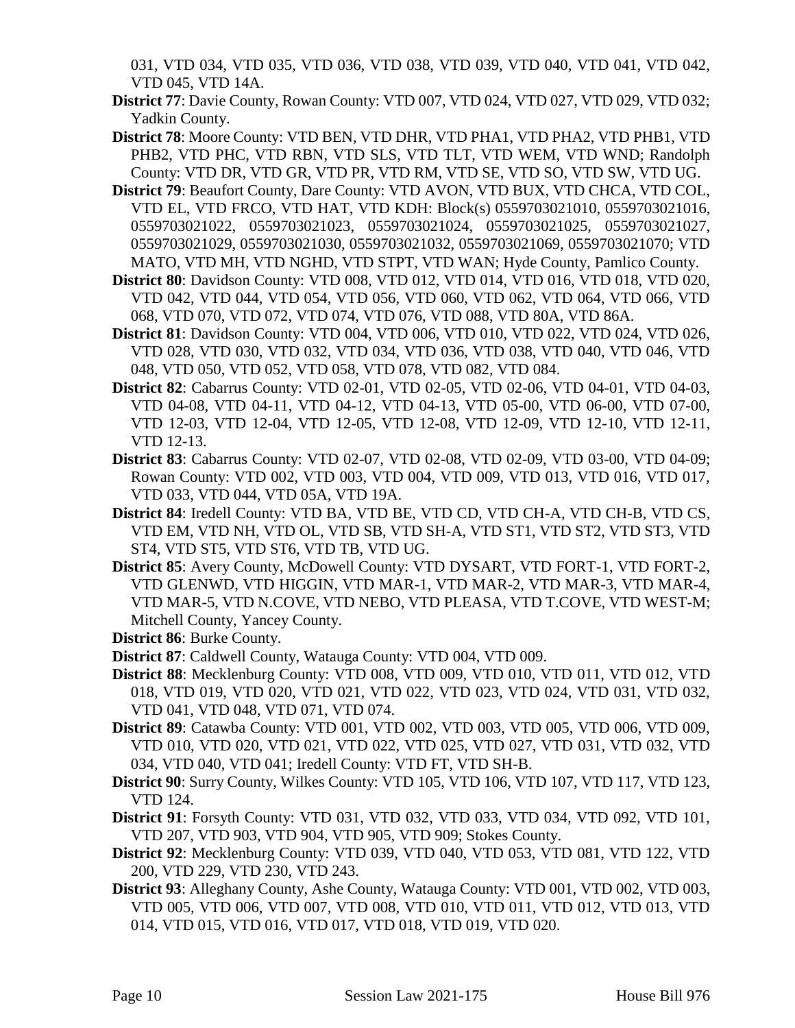031, VTD 034, VTD 035, VTD 036, VTD 038, VTD 039, VTD 040, VTD 041, VTD 042, VTD 045, VTD 14A.

**District 77**: Davie County, Rowan County: VTD 007, VTD 024, VTD 027, VTD 029, VTD 032; Yadkin County.

**District 78**: Moore County: VTD BEN, VTD DHR, VTD PHA1, VTD PHA2, VTD PHB1, VTD PHB2, VTD PHC, VTD RBN, VTD SLS, VTD TLT, VTD WEM, VTD WND; Randolph County: VTD DR, VTD GR, VTD PR, VTD RM, VTD SE, VTD SO, VTD SW, VTD UG.

**District 79**: Beaufort County, Dare County: VTD AVON, VTD BUX, VTD CHCA, VTD COL, VTD EL, VTD FRCO, VTD HAT, VTD KDH: Block(s) 0559703021010, 0559703021016, 0559703021022, 0559703021023, 0559703021024, 0559703021025, 0559703021027, 0559703021029, 0559703021030, 0559703021032, 0559703021069, 0559703021070; VTD MATO, VTD MH, VTD NGHD, VTD STPT, VTD WAN; Hyde County, Pamlico County.

**District 80**: Davidson County: VTD 008, VTD 012, VTD 014, VTD 016, VTD 018, VTD 020, VTD 042, VTD 044, VTD 054, VTD 056, VTD 060, VTD 062, VTD 064, VTD 066, VTD 068, VTD 070, VTD 072, VTD 074, VTD 076, VTD 088, VTD 80A, VTD 86A.

**District 81**: Davidson County: VTD 004, VTD 006, VTD 010, VTD 022, VTD 024, VTD 026, VTD 028, VTD 030, VTD 032, VTD 034, VTD 036, VTD 038, VTD 040, VTD 046, VTD 048, VTD 050, VTD 052, VTD 058, VTD 078, VTD 082, VTD 084.

**District 82**: Cabarrus County: VTD 02-01, VTD 02-05, VTD 02-06, VTD 04-01, VTD 04-03, VTD 04-08, VTD 04-11, VTD 04-12, VTD 04-13, VTD 05-00, VTD 06-00, VTD 07-00, VTD 12-03, VTD 12-04, VTD 12-05, VTD 12-08, VTD 12-09, VTD 12-10, VTD 12-11, VTD 12-13.

**District 83**: Cabarrus County: VTD 02-07, VTD 02-08, VTD 02-09, VTD 03-00, VTD 04-09; Rowan County: VTD 002, VTD 003, VTD 004, VTD 009, VTD 013, VTD 016, VTD 017, VTD 033, VTD 044, VTD 05A, VTD 19A.

**District 84**: Iredell County: VTD BA, VTD BE, VTD CD, VTD CH-A, VTD CH-B, VTD CS, VTD EM, VTD NH, VTD OL, VTD SB, VTD SH-A, VTD ST1, VTD ST2, VTD ST3, VTD ST4, VTD ST5, VTD ST6, VTD TB, VTD UG.

**District 85**: Avery County, McDowell County: VTD DYSART, VTD FORT-1, VTD FORT-2, VTD GLENWD, VTD HIGGIN, VTD MAR-1, VTD MAR-2, VTD MAR-3, VTD MAR-4, VTD MAR-5, VTD N.COVE, VTD NEBO, VTD PLEASA, VTD T.COVE, VTD WEST-M; Mitchell County, Yancey County.

**District 86**: Burke County.

**District 87**: Caldwell County, Watauga County: VTD 004, VTD 009.

**District 88**: Mecklenburg County: VTD 008, VTD 009, VTD 010, VTD 011, VTD 012, VTD 018, VTD 019, VTD 020, VTD 021, VTD 022, VTD 023, VTD 024, VTD 031, VTD 032, VTD 041, VTD 048, VTD 071, VTD 074.

**District 89**: Catawba County: VTD 001, VTD 002, VTD 003, VTD 005, VTD 006, VTD 009, VTD 010, VTD 020, VTD 021, VTD 022, VTD 025, VTD 027, VTD 031, VTD 032, VTD 034, VTD 040, VTD 041; Iredell County: VTD FT, VTD SH-B.

**District 90**: Surry County, Wilkes County: VTD 105, VTD 106, VTD 107, VTD 117, VTD 123, VTD 124.

**District 91**: Forsyth County: VTD 031, VTD 032, VTD 033, VTD 034, VTD 092, VTD 101, VTD 207, VTD 903, VTD 904, VTD 905, VTD 909; Stokes County.

**District 92**: Mecklenburg County: VTD 039, VTD 040, VTD 053, VTD 081, VTD 122, VTD 200, VTD 229, VTD 230, VTD 243.

**District 93**: Alleghany County, Ashe County, Watauga County: VTD 001, VTD 002, VTD 003, VTD 005, VTD 006, VTD 007, VTD 008, VTD 010, VTD 011, VTD 012, VTD 013, VTD 014, VTD 015, VTD 016, VTD 017, VTD 018, VTD 019, VTD 020.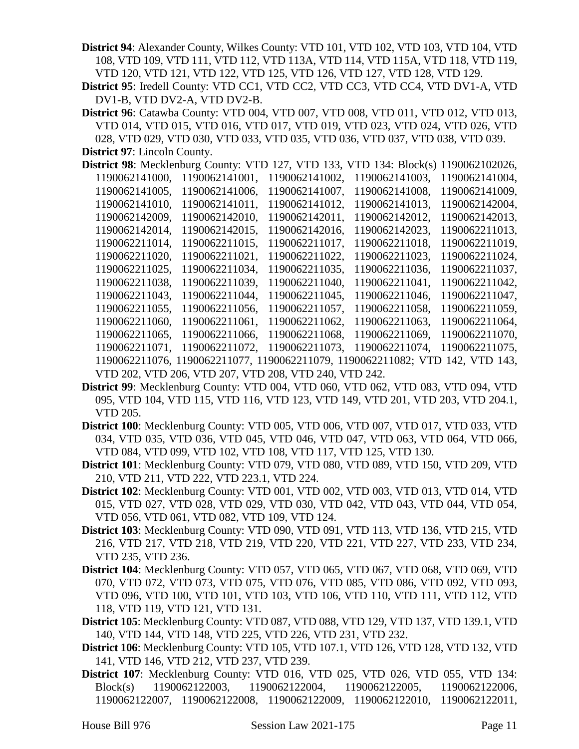**District 94**: Alexander County, Wilkes County: VTD 101, VTD 102, VTD 103, VTD 104, VTD 108, VTD 109, VTD 111, VTD 112, VTD 113A, VTD 114, VTD 115A, VTD 118, VTD 119, VTD 120, VTD 121, VTD 122, VTD 125, VTD 126, VTD 127, VTD 128, VTD 129.

**District 95**: Iredell County: VTD CC1, VTD CC2, VTD CC3, VTD CC4, VTD DV1-A, VTD DV1-B, VTD DV2-A, VTD DV2-B.

**District 96**: Catawba County: VTD 004, VTD 007, VTD 008, VTD 011, VTD 012, VTD 013, VTD 014, VTD 015, VTD 016, VTD 017, VTD 019, VTD 023, VTD 024, VTD 026, VTD 028, VTD 029, VTD 030, VTD 033, VTD 035, VTD 036, VTD 037, VTD 038, VTD 039.

**District 97**: Lincoln County.

**District 98**: Mecklenburg County: VTD 127, VTD 133, VTD 134: Block(s) 1190062102026, 1190062141000, 1190062141001, 1190062141002, 1190062141003, 1190062141004, 1190062141005, 1190062141006, 1190062141007, 1190062141008, 1190062141009, 1190062141010, 1190062141011, 1190062141012, 1190062141013, 1190062142004, 1190062142009, 1190062142010, 1190062142011, 1190062142012, 1190062142013, 1190062142014, 1190062142015, 1190062142016, 1190062142023, 1190062211013, 1190062211014, 1190062211015, 1190062211017, 1190062211018, 1190062211019, 1190062211020, 1190062211021, 1190062211022, 1190062211023, 1190062211024, 1190062211025, 1190062211034, 1190062211035, 1190062211036, 1190062211037, 1190062211038, 1190062211039, 1190062211040, 1190062211041, 1190062211042, 1190062211043, 1190062211044, 1190062211045, 1190062211046, 1190062211047, 1190062211055, 1190062211056, 1190062211057, 1190062211058, 1190062211059, 1190062211060, 1190062211061, 1190062211062, 1190062211063, 1190062211064, 1190062211065, 1190062211066, 1190062211068, 1190062211069, 1190062211070, 1190062211071, 1190062211072, 1190062211073, 1190062211074, 1190062211075, 1190062211076, 1190062211077, 1190062211079, 1190062211082; VTD 142, VTD 143, VTD 202, VTD 206, VTD 207, VTD 208, VTD 240, VTD 242.

**District 99**: Mecklenburg County: VTD 004, VTD 060, VTD 062, VTD 083, VTD 094, VTD 095, VTD 104, VTD 115, VTD 116, VTD 123, VTD 149, VTD 201, VTD 203, VTD 204.1, VTD 205.

**District 100**: Mecklenburg County: VTD 005, VTD 006, VTD 007, VTD 017, VTD 033, VTD 034, VTD 035, VTD 036, VTD 045, VTD 046, VTD 047, VTD 063, VTD 064, VTD 066, VTD 084, VTD 099, VTD 102, VTD 108, VTD 117, VTD 125, VTD 130.

**District 101**: Mecklenburg County: VTD 079, VTD 080, VTD 089, VTD 150, VTD 209, VTD 210, VTD 211, VTD 222, VTD 223.1, VTD 224.

**District 102**: Mecklenburg County: VTD 001, VTD 002, VTD 003, VTD 013, VTD 014, VTD 015, VTD 027, VTD 028, VTD 029, VTD 030, VTD 042, VTD 043, VTD 044, VTD 054, VTD 056, VTD 061, VTD 082, VTD 109, VTD 124.

**District 103**: Mecklenburg County: VTD 090, VTD 091, VTD 113, VTD 136, VTD 215, VTD 216, VTD 217, VTD 218, VTD 219, VTD 220, VTD 221, VTD 227, VTD 233, VTD 234, VTD 235, VTD 236.

**District 104**: Mecklenburg County: VTD 057, VTD 065, VTD 067, VTD 068, VTD 069, VTD 070, VTD 072, VTD 073, VTD 075, VTD 076, VTD 085, VTD 086, VTD 092, VTD 093, VTD 096, VTD 100, VTD 101, VTD 103, VTD 106, VTD 110, VTD 111, VTD 112, VTD 118, VTD 119, VTD 121, VTD 131.

**District 105**: Mecklenburg County: VTD 087, VTD 088, VTD 129, VTD 137, VTD 139.1, VTD 140, VTD 144, VTD 148, VTD 225, VTD 226, VTD 231, VTD 232.

**District 106**: Mecklenburg County: VTD 105, VTD 107.1, VTD 126, VTD 128, VTD 132, VTD 141, VTD 146, VTD 212, VTD 237, VTD 239.

**District 107**: Mecklenburg County: VTD 016, VTD 025, VTD 026, VTD 055, VTD 134: Block(s) 1190062122003, 1190062122004, 1190062122005, 1190062122006, 1190062122007, 1190062122008, 1190062122009, 1190062122010, 1190062122011,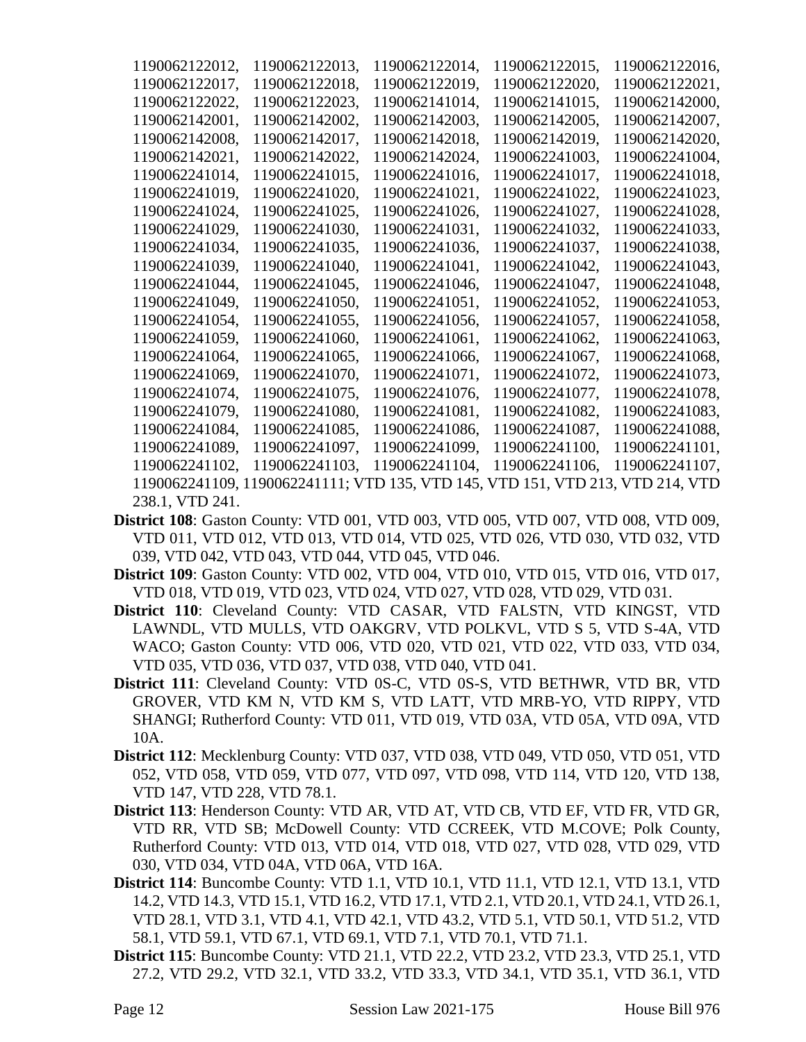1190062122012, 1190062122013, 1190062122014, 1190062122015, 1190062122016, 1190062122017, 1190062122018, 1190062122019, 1190062122020, 1190062122021, 1190062122022, 1190062122023, 1190062141014, 1190062141015, 1190062142000, 1190062142001, 1190062142002, 1190062142003, 1190062142005, 1190062142007, 1190062142008, 1190062142017, 1190062142018, 1190062142019, 1190062142020, 1190062142021, 1190062142022, 1190062142024, 1190062241003, 1190062241004, 1190062241014, 1190062241015, 1190062241016, 1190062241017, 1190062241018, 1190062241019, 1190062241020, 1190062241021, 1190062241022, 1190062241023, 1190062241024, 1190062241025, 1190062241026, 1190062241027, 1190062241028, 1190062241029, 1190062241030, 1190062241031, 1190062241032, 1190062241033, 1190062241034, 1190062241035, 1190062241036, 1190062241037, 1190062241038, 1190062241039, 1190062241040, 1190062241041, 1190062241042, 1190062241043, 1190062241044, 1190062241045, 1190062241046, 1190062241047, 1190062241048, 1190062241049, 1190062241050, 1190062241051, 1190062241052, 1190062241053, 1190062241054, 1190062241055, 1190062241056, 1190062241057, 1190062241058, 1190062241059, 1190062241060, 1190062241061, 1190062241062, 1190062241063, 1190062241064, 1190062241065, 1190062241066, 1190062241067, 1190062241068, 1190062241069, 1190062241070, 1190062241071, 1190062241072, 1190062241073, 1190062241074, 1190062241075, 1190062241076, 1190062241077, 1190062241078, 1190062241079, 1190062241080, 1190062241081, 1190062241082, 1190062241083, 1190062241084, 1190062241085, 1190062241086, 1190062241087, 1190062241088, 1190062241089, 1190062241097, 1190062241099, 1190062241100, 1190062241101, 1190062241102, 1190062241103, 1190062241104, 1190062241106, 1190062241107, 1190062241109, 1190062241111; VTD 135, VTD 145, VTD 151, VTD 213, VTD 214, VTD 238.1, VTD 241.

**District 108**: Gaston County: VTD 001, VTD 003, VTD 005, VTD 007, VTD 008, VTD 009, VTD 011, VTD 012, VTD 013, VTD 014, VTD 025, VTD 026, VTD 030, VTD 032, VTD 039, VTD 042, VTD 043, VTD 044, VTD 045, VTD 046.

**District 109**: Gaston County: VTD 002, VTD 004, VTD 010, VTD 015, VTD 016, VTD 017, VTD 018, VTD 019, VTD 023, VTD 024, VTD 027, VTD 028, VTD 029, VTD 031.

**District 110**: Cleveland County: VTD CASAR, VTD FALSTN, VTD KINGST, VTD LAWNDL, VTD MULLS, VTD OAKGRV, VTD POLKVL, VTD S 5, VTD S-4A, VTD WACO; Gaston County: VTD 006, VTD 020, VTD 021, VTD 022, VTD 033, VTD 034, VTD 035, VTD 036, VTD 037, VTD 038, VTD 040, VTD 041.

**District 111**: Cleveland County: VTD 0S-C, VTD 0S-S, VTD BETHWR, VTD BR, VTD GROVER, VTD KM N, VTD KM S, VTD LATT, VTD MRB-YO, VTD RIPPY, VTD SHANGI; Rutherford County: VTD 011, VTD 019, VTD 03A, VTD 05A, VTD 09A, VTD 10A.

**District 112**: Mecklenburg County: VTD 037, VTD 038, VTD 049, VTD 050, VTD 051, VTD 052, VTD 058, VTD 059, VTD 077, VTD 097, VTD 098, VTD 114, VTD 120, VTD 138, VTD 147, VTD 228, VTD 78.1.

**District 113**: Henderson County: VTD AR, VTD AT, VTD CB, VTD EF, VTD FR, VTD GR, VTD RR, VTD SB; McDowell County: VTD CCREEK, VTD M.COVE; Polk County, Rutherford County: VTD 013, VTD 014, VTD 018, VTD 027, VTD 028, VTD 029, VTD 030, VTD 034, VTD 04A, VTD 06A, VTD 16A.

**District 114**: Buncombe County: VTD 1.1, VTD 10.1, VTD 11.1, VTD 12.1, VTD 13.1, VTD 14.2, VTD 14.3, VTD 15.1, VTD 16.2, VTD 17.1, VTD 2.1, VTD 20.1, VTD 24.1, VTD 26.1, VTD 28.1, VTD 3.1, VTD 4.1, VTD 42.1, VTD 43.2, VTD 5.1, VTD 50.1, VTD 51.2, VTD 58.1, VTD 59.1, VTD 67.1, VTD 69.1, VTD 7.1, VTD 70.1, VTD 71.1.

**District 115**: Buncombe County: VTD 21.1, VTD 22.2, VTD 23.2, VTD 23.3, VTD 25.1, VTD 27.2, VTD 29.2, VTD 32.1, VTD 33.2, VTD 33.3, VTD 34.1, VTD 35.1, VTD 36.1, VTD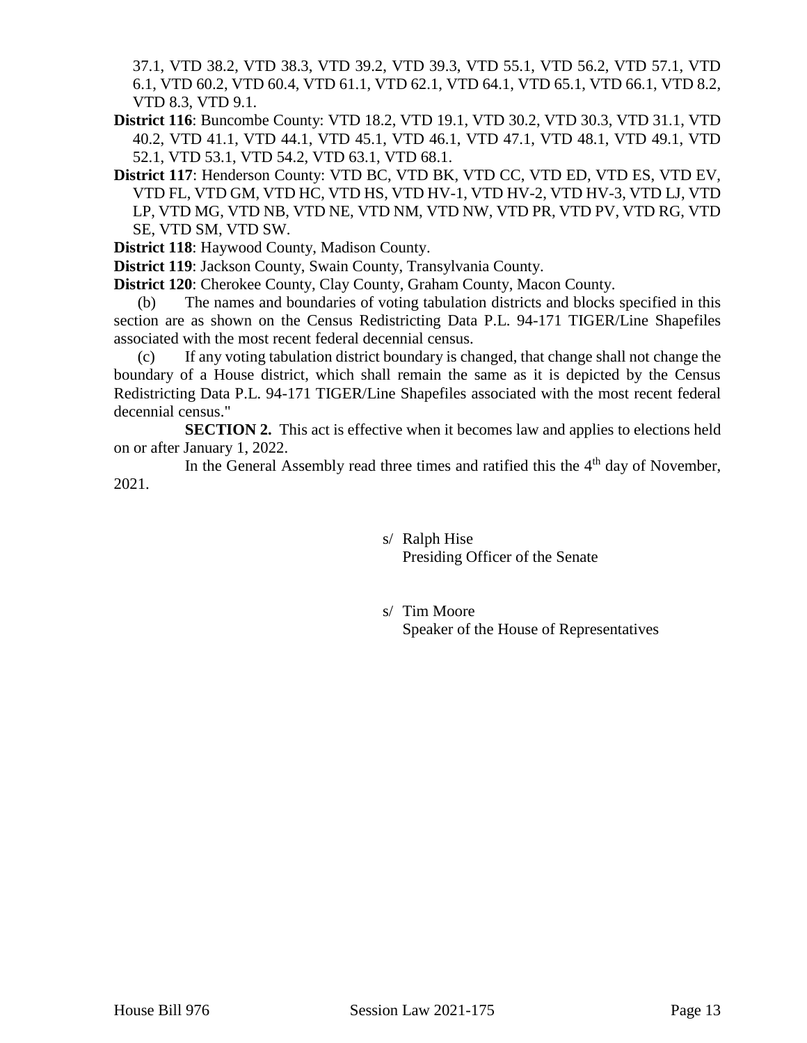37.1, VTD 38.2, VTD 38.3, VTD 39.2, VTD 39.3, VTD 55.1, VTD 56.2, VTD 57.1, VTD 6.1, VTD 60.2, VTD 60.4, VTD 61.1, VTD 62.1, VTD 64.1, VTD 65.1, VTD 66.1, VTD 8.2, VTD 8.3, VTD 9.1.

**District 116**: Buncombe County: VTD 18.2, VTD 19.1, VTD 30.2, VTD 30.3, VTD 31.1, VTD 40.2, VTD 41.1, VTD 44.1, VTD 45.1, VTD 46.1, VTD 47.1, VTD 48.1, VTD 49.1, VTD 52.1, VTD 53.1, VTD 54.2, VTD 63.1, VTD 68.1.

**District 117**: Henderson County: VTD BC, VTD BK, VTD CC, VTD ED, VTD ES, VTD EV, VTD FL, VTD GM, VTD HC, VTD HS, VTD HV-1, VTD HV-2, VTD HV-3, VTD LJ, VTD LP, VTD MG, VTD NB, VTD NE, VTD NM, VTD NW, VTD PR, VTD PV, VTD RG, VTD SE, VTD SM, VTD SW.

**District 118**: Haywood County, Madison County.

**District 119**: Jackson County, Swain County, Transylvania County.

**District 120**: Cherokee County, Clay County, Graham County, Macon County.

(b) The names and boundaries of voting tabulation districts and blocks specified in this section are as shown on the Census Redistricting Data P.L. 94-171 TIGER/Line Shapefiles associated with the most recent federal decennial census.

(c) If any voting tabulation district boundary is changed, that change shall not change the boundary of a House district, which shall remain the same as it is depicted by the Census Redistricting Data P.L. 94-171 TIGER/Line Shapefiles associated with the most recent federal decennial census."

**SECTION 2.** This act is effective when it becomes law and applies to elections held on or after January 1, 2022.

In the General Assembly read three times and ratified this the 4th day of November, 2021.

s/ Ralph Hise
Presiding Officer of the Senate

s/ Tim Moore
Speaker of the House of Representatives

House Bill 976 Session Law 2021-175